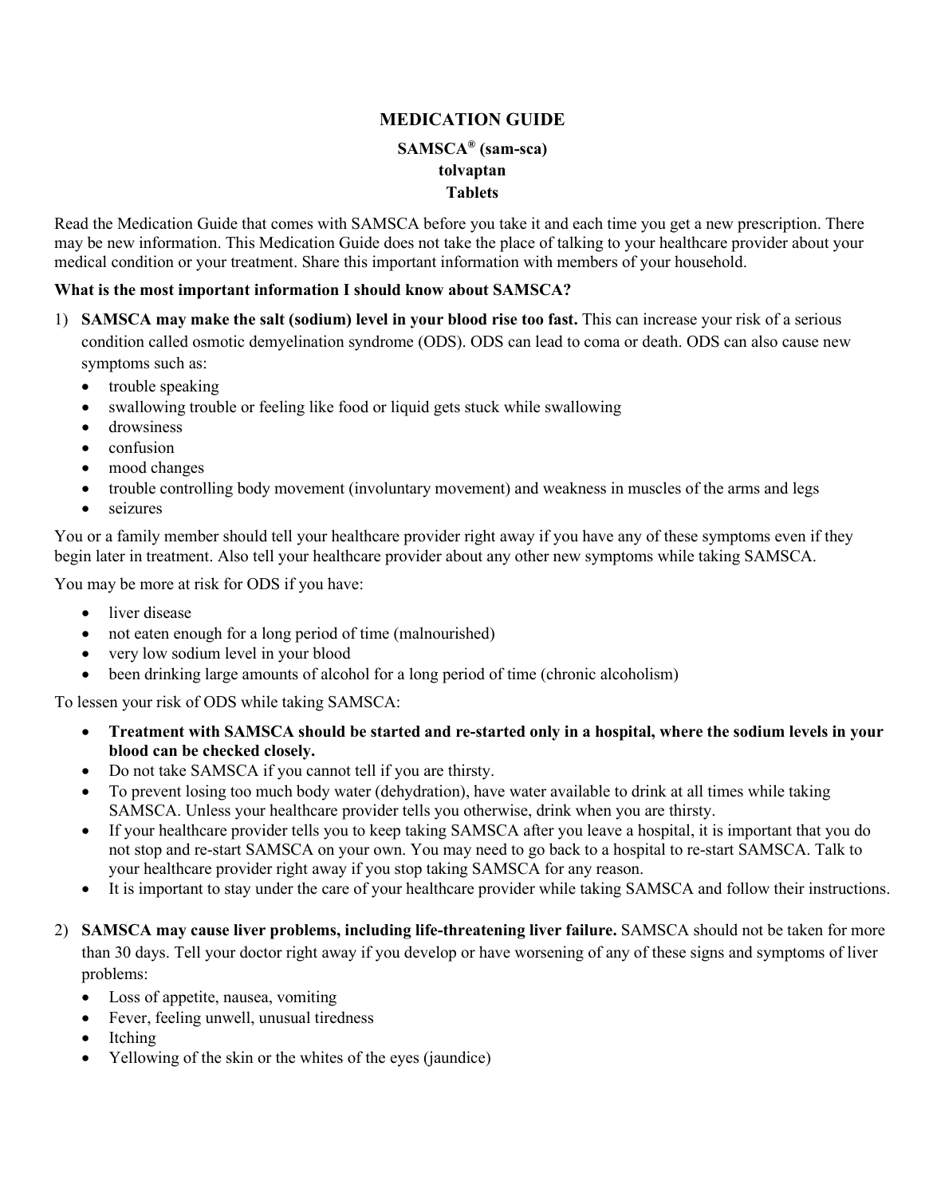# MEDICATION GUIDE

## SAMSCA® (sam-sca)
## tolvaptan
## Tablets

Read the Medication Guide that comes with SAMSCA before you take it and each time you get a new prescription. There may be new information. This Medication Guide does not take the place of talking to your healthcare provider about your medical condition or your treatment. Share this important information with members of your household.

**What is the most important information I should know about SAMSCA?**

1) **SAMSCA may make the salt (sodium) level in your blood rise too fast.** This can increase your risk of a serious condition called osmotic demyelination syndrome (ODS). ODS can lead to coma or death. ODS can also cause new symptoms such as:
   - trouble speaking
   - swallowing trouble or feeling like food or liquid gets stuck while swallowing
   - drowsiness
   - confusion
   - mood changes
   - trouble controlling body movement (involuntary movement) and weakness in muscles of the arms and legs
   - seizures

You or a family member should tell your healthcare provider right away if you have any of these symptoms even if they begin later in treatment. Also tell your healthcare provider about any other new symptoms while taking SAMSCA.

You may be more at risk for ODS if you have:

- liver disease
- not eaten enough for a long period of time (malnourished)
- very low sodium level in your blood
- been drinking large amounts of alcohol for a long period of time (chronic alcoholism)

To lessen your risk of ODS while taking SAMSCA:

- **Treatment with SAMSCA should be started and re-started only in a hospital, where the sodium levels in your blood can be checked closely.**
- Do not take SAMSCA if you cannot tell if you are thirsty.
- To prevent losing too much body water (dehydration), have water available to drink at all times while taking SAMSCA. Unless your healthcare provider tells you otherwise, drink when you are thirsty.
- If your healthcare provider tells you to keep taking SAMSCA after you leave a hospital, it is important that you do not stop and re-start SAMSCA on your own. You may need to go back to a hospital to re-start SAMSCA. Talk to your healthcare provider right away if you stop taking SAMSCA for any reason.
- It is important to stay under the care of your healthcare provider while taking SAMSCA and follow their instructions.

2) **SAMSCA may cause liver problems, including life-threatening liver failure.** SAMSCA should not be taken for more than 30 days. Tell your doctor right away if you develop or have worsening of any of these signs and symptoms of liver problems:
   - Loss of appetite, nausea, vomiting
   - Fever, feeling unwell, unusual tiredness
   - Itching
   - Yellowing of the skin or the whites of the eyes (jaundice)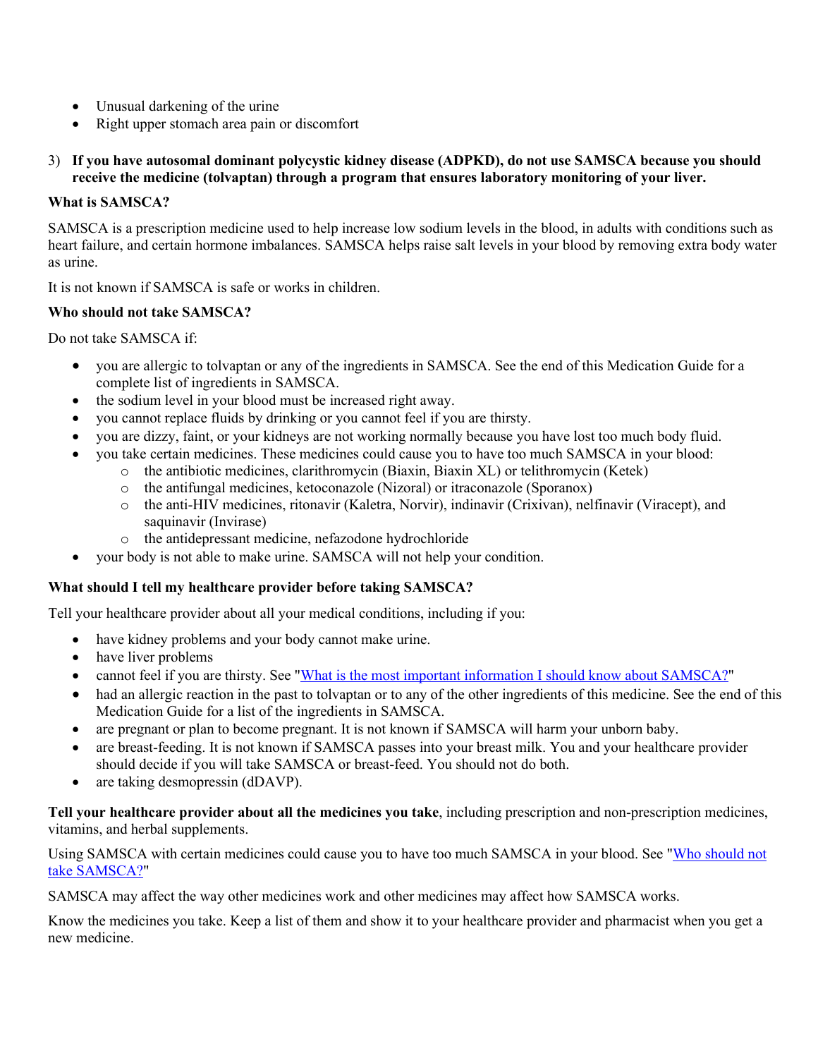- Unusual darkening of the urine
- Right upper stomach area pain or discomfort

3) **If you have autosomal dominant polycystic kidney disease (ADPKD), do not use SAMSCA because you should receive the medicine (tolvaptan) through a program that ensures laboratory monitoring of your liver.**

**What is SAMSCA?**

SAMSCA is a prescription medicine used to help increase low sodium levels in the blood, in adults with conditions such as heart failure, and certain hormone imbalances. SAMSCA helps raise salt levels in your blood by removing extra body water as urine.

It is not known if SAMSCA is safe or works in children.

**Who should not take SAMSCA?**

Do not take SAMSCA if:

- you are allergic to tolvaptan or any of the ingredients in SAMSCA. See the end of this Medication Guide for a complete list of ingredients in SAMSCA.
- the sodium level in your blood must be increased right away.
- you cannot replace fluids by drinking or you cannot feel if you are thirsty.
- you are dizzy, faint, or your kidneys are not working normally because you have lost too much body fluid.
- you take certain medicines. These medicines could cause you to have too much SAMSCA in your blood:
  - the antibiotic medicines, clarithromycin (Biaxin, Biaxin XL) or telithromycin (Ketek)
  - the antifungal medicines, ketoconazole (Nizoral) or itraconazole (Sporanox)
  - the anti-HIV medicines, ritonavir (Kaletra, Norvir), indinavir (Crixivan), nelfinavir (Viracept), and saquinavir (Invirase)
  - the antidepressant medicine, nefazodone hydrochloride
- your body is not able to make urine. SAMSCA will not help your condition.

**What should I tell my healthcare provider before taking SAMSCA?**

Tell your healthcare provider about all your medical conditions, including if you:

- have kidney problems and your body cannot make urine.
- have liver problems
- cannot feel if you are thirsty. See "What is the most important information I should know about SAMSCA?"
- had an allergic reaction in the past to tolvaptan or to any of the other ingredients of this medicine. See the end of this Medication Guide for a list of the ingredients in SAMSCA.
- are pregnant or plan to become pregnant. It is not known if SAMSCA will harm your unborn baby.
- are breast-feeding. It is not known if SAMSCA passes into your breast milk. You and your healthcare provider should decide if you will take SAMSCA or breast-feed. You should not do both.
- are taking desmopressin (dDAVP).

**Tell your healthcare provider about all the medicines you take**, including prescription and non-prescription medicines, vitamins, and herbal supplements.

Using SAMSCA with certain medicines could cause you to have too much SAMSCA in your blood. See "Who should not take SAMSCA?"

SAMSCA may affect the way other medicines work and other medicines may affect how SAMSCA works.

Know the medicines you take. Keep a list of them and show it to your healthcare provider and pharmacist when you get a new medicine.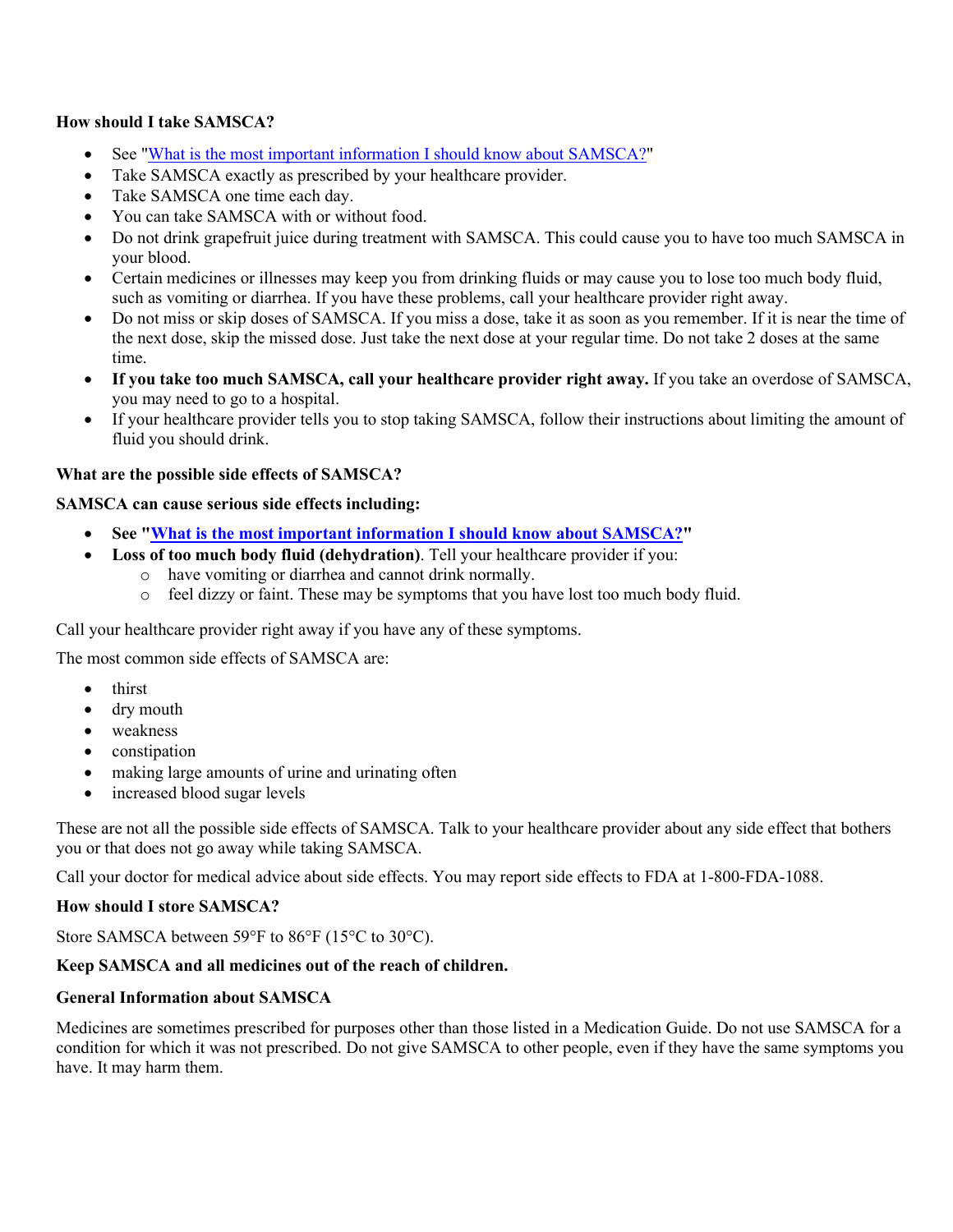**How should I take SAMSCA?**

- See "What is the most important information I should know about SAMSCA?"
- Take SAMSCA exactly as prescribed by your healthcare provider.
- Take SAMSCA one time each day.
- You can take SAMSCA with or without food.
- Do not drink grapefruit juice during treatment with SAMSCA. This could cause you to have too much SAMSCA in your blood.
- Certain medicines or illnesses may keep you from drinking fluids or may cause you to lose too much body fluid, such as vomiting or diarrhea. If you have these problems, call your healthcare provider right away.
- Do not miss or skip doses of SAMSCA. If you miss a dose, take it as soon as you remember. If it is near the time of the next dose, skip the missed dose. Just take the next dose at your regular time. Do not take 2 doses at the same time.
- **If you take too much SAMSCA, call your healthcare provider right away.** If you take an overdose of SAMSCA, you may need to go to a hospital.
- If your healthcare provider tells you to stop taking SAMSCA, follow their instructions about limiting the amount of fluid you should drink.

**What are the possible side effects of SAMSCA?**

**SAMSCA can cause serious side effects including:**

- **See "What is the most important information I should know about SAMSCA?"**
- **Loss of too much body fluid (dehydration)**. Tell your healthcare provider if you:
    - have vomiting or diarrhea and cannot drink normally.
    - feel dizzy or faint. These may be symptoms that you have lost too much body fluid.

Call your healthcare provider right away if you have any of these symptoms.

The most common side effects of SAMSCA are:

- thirst
- dry mouth
- weakness
- constipation
- making large amounts of urine and urinating often
- increased blood sugar levels

These are not all the possible side effects of SAMSCA. Talk to your healthcare provider about any side effect that bothers you or that does not go away while taking SAMSCA.

Call your doctor for medical advice about side effects. You may report side effects to FDA at 1-800-FDA-1088.

**How should I store SAMSCA?**

Store SAMSCA between 59°F to 86°F (15°C to 30°C).

**Keep SAMSCA and all medicines out of the reach of children.**

**General Information about SAMSCA**

Medicines are sometimes prescribed for purposes other than those listed in a Medication Guide. Do not use SAMSCA for a condition for which it was not prescribed. Do not give SAMSCA to other people, even if they have the same symptoms you have. It may harm them.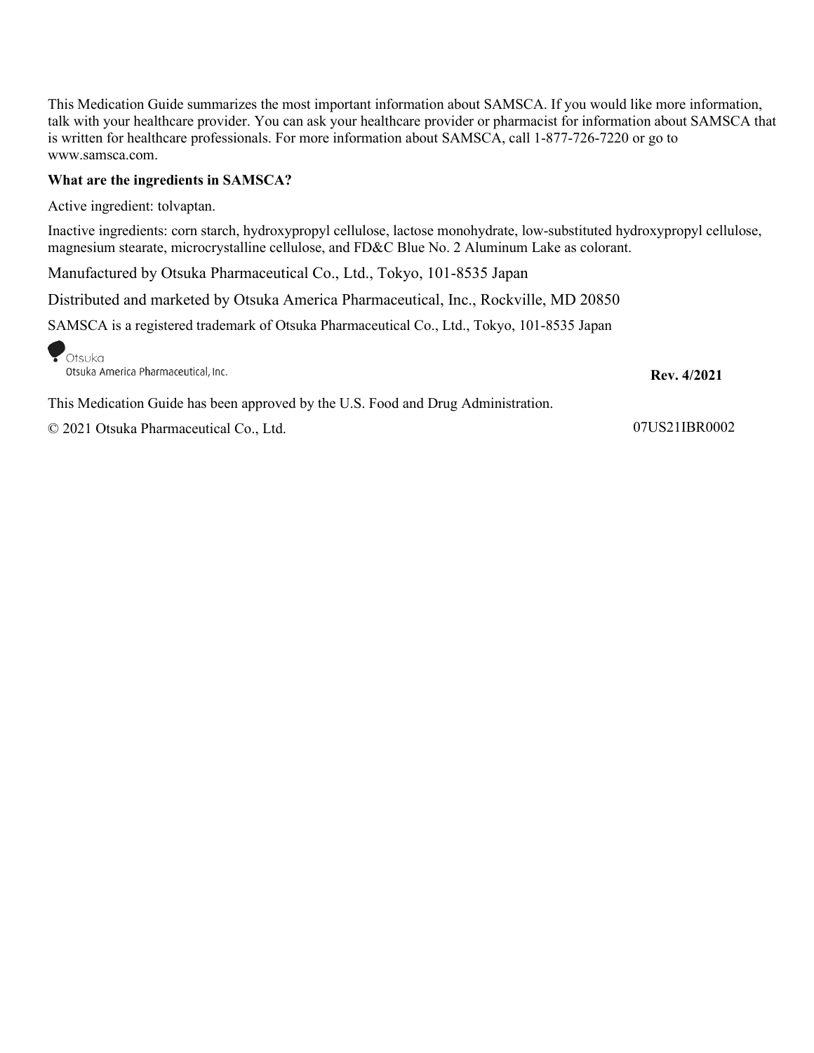This Medication Guide summarizes the most important information about SAMSCA. If you would like more information, talk with your healthcare provider. You can ask your healthcare provider or pharmacist for information about SAMSCA that is written for healthcare professionals. For more information about SAMSCA, call 1-877-726-7220 or go to www.samsca.com.

**What are the ingredients in SAMSCA?**

Active ingredient: tolvaptan.

Inactive ingredients: corn starch, hydroxypropyl cellulose, lactose monohydrate, low-substituted hydroxypropyl cellulose, magnesium stearate, microcrystalline cellulose, and FD&C Blue No. 2 Aluminum Lake as colorant.

Manufactured by Otsuka Pharmaceutical Co., Ltd., Tokyo, 101-8535 Japan

Distributed and marketed by Otsuka America Pharmaceutical, Inc., Rockville, MD 20850

SAMSCA is a registered trademark of Otsuka Pharmaceutical Co., Ltd., Tokyo, 101-8535 Japan

Otsuka
Otsuka America Pharmaceutical, Inc.

**Rev. 4/2021**

This Medication Guide has been approved by the U.S. Food and Drug Administration.

© 2021 Otsuka Pharmaceutical Co., Ltd.

07US21IBR0002